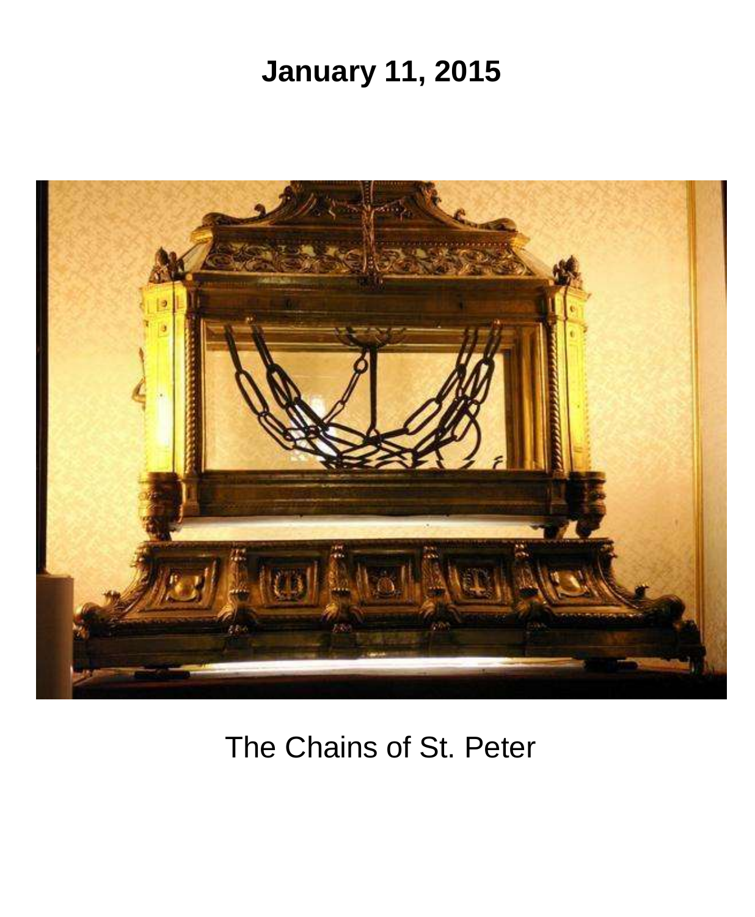**January 11, 2015**

The Chains of St. Peter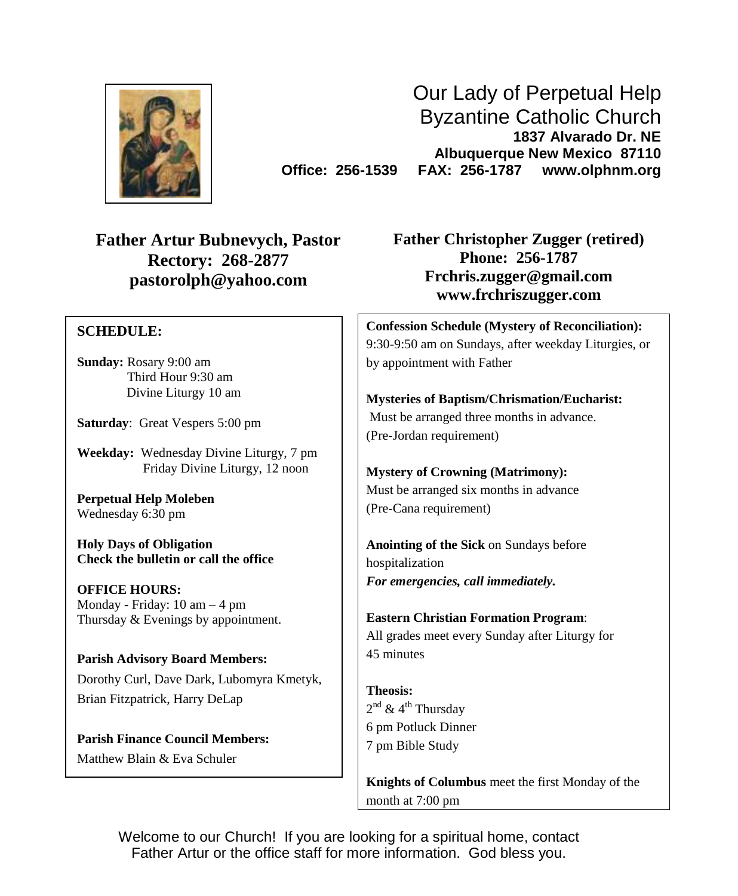# Our Lady of Perpetual Help
# Byzantine Catholic Church

**1837 Alvarado Dr. NE**
**Albuquerque New Mexico 87110**
**Office: 256-1539 FAX: 256-1787 www.olphnm.org**

**Father Artur Bubnevych, Pastor**
**Rectory: 268-2877**
**pastorolph@yahoo.com**

**Father Christopher Zugger (retired)**
**Phone: 256-1787**
**Frchris.zugger@gmail.com**
**www.frchriszugger.com**

## SCHEDULE:

**Sunday:** Rosary 9:00 am
Third Hour 9:30 am
Divine Liturgy 10 am

**Saturday**: Great Vespers 5:00 pm

**Weekday:** Wednesday Divine Liturgy, 7 pm
Friday Divine Liturgy, 12 noon

**Perpetual Help Moleben**
Wednesday 6:30 pm

**Holy Days of Obligation**
**Check the bulletin or call the office**

**OFFICE HOURS:**
Monday - Friday: 10 am – 4 pm
Thursday & Evenings by appointment.

**Parish Advisory Board Members:**
Dorothy Curl, Dave Dark, Lubomyra Kmetyk, Brian Fitzpatrick, Harry DeLap

**Parish Finance Council Members:**
Matthew Blain & Eva Schuler

**Confession Schedule (Mystery of Reconciliation):**
9:30-9:50 am on Sundays, after weekday Liturgies, or by appointment with Father

**Mysteries of Baptism/Chrismation/Eucharist:**
Must be arranged three months in advance.
(Pre-Jordan requirement)

**Mystery of Crowning (Matrimony):**
Must be arranged six months in advance
(Pre-Cana requirement)

**Anointing of the Sick** on Sundays before hospitalization
***For emergencies, call immediately.***

**Eastern Christian Formation Program**:
All grades meet every Sunday after Liturgy for 45 minutes

**Theosis:**
2nd & 4th Thursday
6 pm Potluck Dinner
7 pm Bible Study

**Knights of Columbus** meet the first Monday of the month at 7:00 pm

Welcome to our Church! If you are looking for a spiritual home, contact Father Artur or the office staff for more information. God bless you.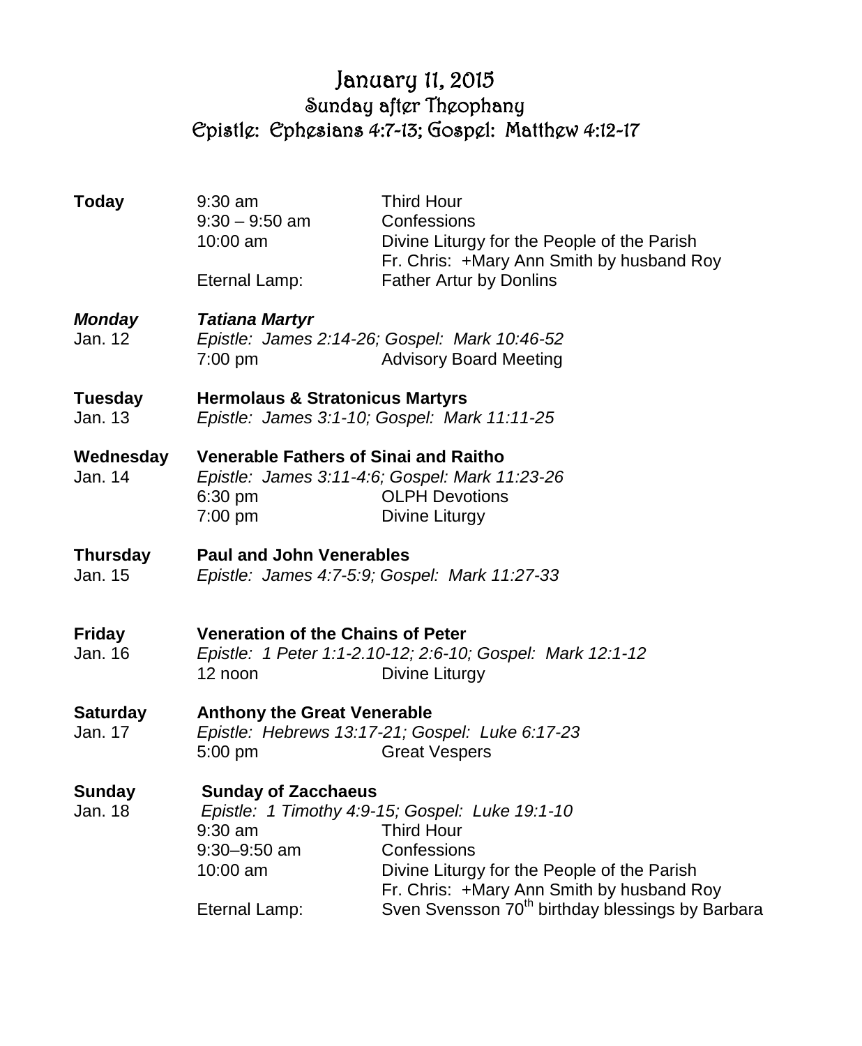# January 11, 2015

## Sunday after Theophany

## Epistle: Ephesians 4:7-13; Gospel: Matthew 4:12-17

| | | |
|---|---|---|
| **Today** | 9:30 am | Third Hour |
| | 9:30 – 9:50 am | Confessions |
| | 10:00 am | Divine Liturgy for the People of the Parish<br>Fr. Chris: +Mary Ann Smith by husband Roy |
| | Eternal Lamp: | Father Artur by Donlins |
| ***Monday*** | ***Tatiana Martyr*** | |
| Jan. 12 | *Epistle: James 2:14-26; Gospel: Mark 10:46-52* | |
| | 7:00 pm | Advisory Board Meeting |
| **Tuesday** | **Hermolaus & Stratonicus Martyrs** | |
| Jan. 13 | *Epistle: James 3:1-10; Gospel: Mark 11:11-25* | |
| **Wednesday** | **Venerable Fathers of Sinai and Raitho** | |
| Jan. 14 | *Epistle: James 3:11-4:6; Gospel: Mark 11:23-26* | |
| | 6:30 pm | OLPH Devotions |
| | 7:00 pm | Divine Liturgy |
| **Thursday** | **Paul and John Venerables** | |
| Jan. 15 | *Epistle: James 4:7-5:9; Gospel: Mark 11:27-33* | |
| **Friday** | **Veneration of the Chains of Peter** | |
| Jan. 16 | *Epistle: 1 Peter 1:1-2.10-12; 2:6-10; Gospel: Mark 12:1-12* | |
| | 12 noon | Divine Liturgy |
| **Saturday** | **Anthony the Great Venerable** | |
| Jan. 17 | *Epistle: Hebrews 13:17-21; Gospel: Luke 6:17-23* | |
| | 5:00 pm | Great Vespers |
| **Sunday** | **Sunday of Zacchaeus** | |
| Jan. 18 | *Epistle: 1 Timothy 4:9-15; Gospel: Luke 19:1-10* | |
| | 9:30 am | Third Hour |
| | 9:30–9:50 am | Confessions |
| | 10:00 am | Divine Liturgy for the People of the Parish<br>Fr. Chris: +Mary Ann Smith by husband Roy |
| | Eternal Lamp: | Sven Svensson 70th birthday blessings by Barbara |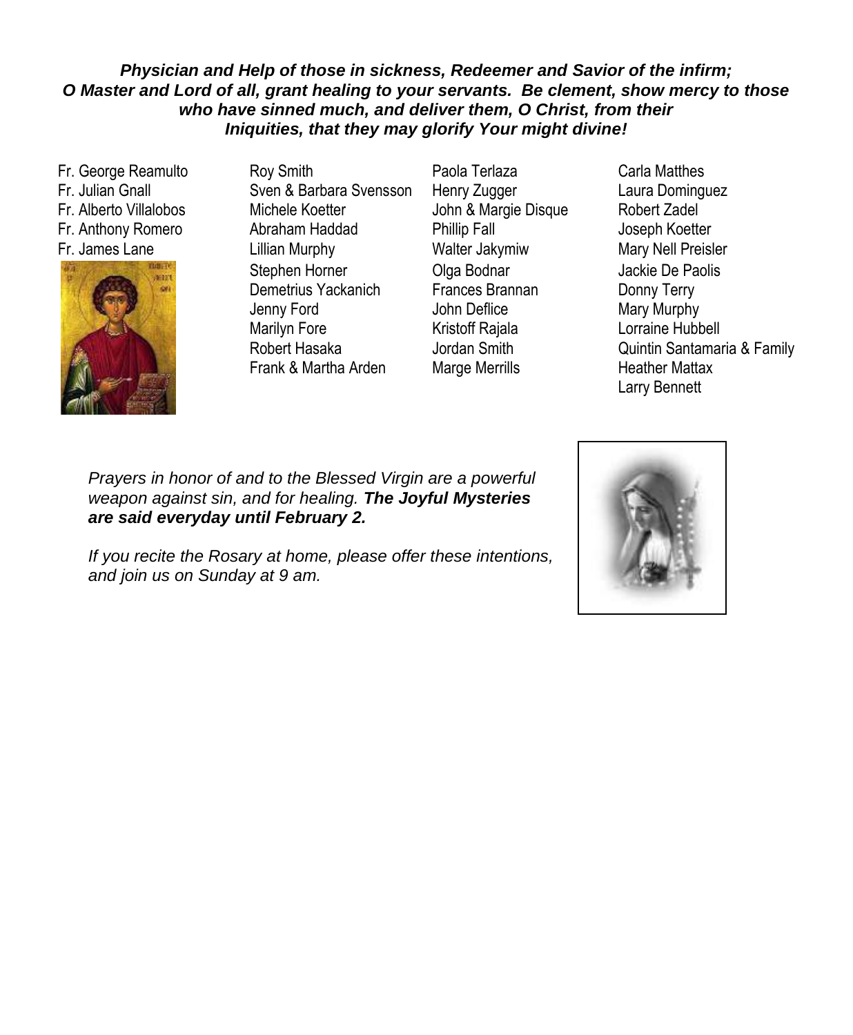***Physician and Help of those in sickness, Redeemer and Savior of the infirm; O Master and Lord of all, grant healing to your servants. Be clement, show mercy to those who have sinned much, and deliver them, O Christ, from their Iniquities, that they may glorify Your might divine!***

Fr. George Reamulto
Fr. Julian Gnall
Fr. Alberto Villalobos
Fr. Anthony Romero
Fr. James Lane

Roy Smith
Sven & Barbara Svensson
Michele Koetter
Abraham Haddad
Lillian Murphy
Stephen Horner
Demetrius Yackanich
Jenny Ford
Marilyn Fore
Robert Hasaka
Frank & Martha Arden

Paola Terlaza
Henry Zugger
John & Margie Disque
Phillip Fall
Walter Jakymiw
Olga Bodnar
Frances Brannan
John Deflice
Kristoff Rajala
Jordan Smith
Marge Merrills

Carla Matthes
Laura Dominguez
Robert Zadel
Joseph Koetter
Mary Nell Preisler
Jackie De Paolis
Donny Terry
Mary Murphy
Lorraine Hubbell
Quintin Santamaria & Family
Heather Mattax
Larry Bennett

*Prayers in honor of and to the Blessed Virgin are a powerful weapon against sin, and for healing.* ***The Joyful Mysteries are said everyday until February 2.***

*If you recite the Rosary at home, please offer these intentions, and join us on Sunday at 9 am.*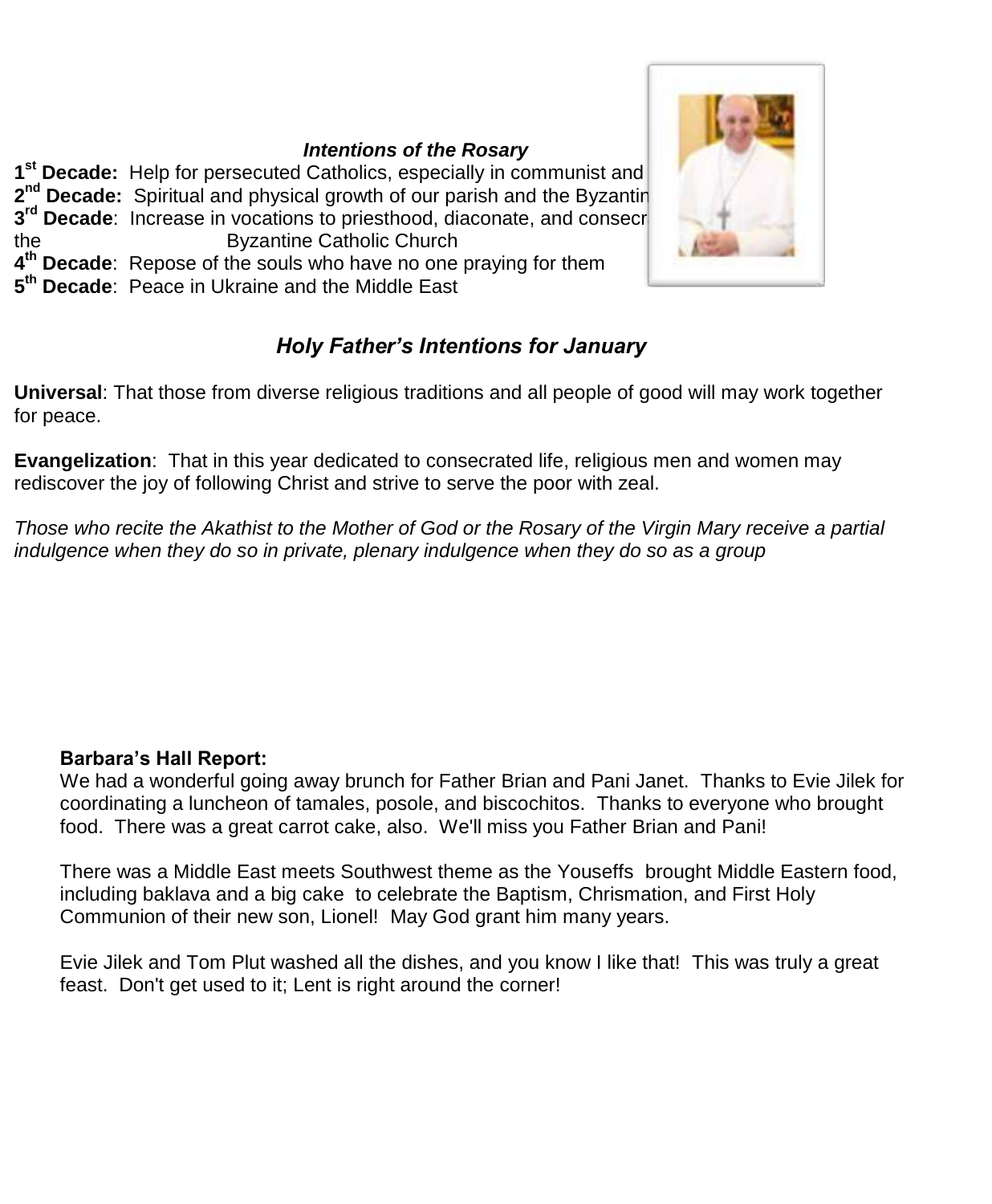### *Intentions of the Rosary*

**1st Decade:** Help for persecuted Catholics, especially in communist and
**2nd Decade:** Spiritual and physical growth of our parish and the Byzantin
**3rd Decade**: Increase in vocations to priesthood, diaconate, and consecr
the Byzantine Catholic Church
**4th Decade**: Repose of the souls who have no one praying for them
**5th Decade**: Peace in Ukraine and the Middle East

## *Holy Father's Intentions for January*

**Universal**: That those from diverse religious traditions and all people of good will may work together for peace.

**Evangelization**: That in this year dedicated to consecrated life, religious men and women may rediscover the joy of following Christ and strive to serve the poor with zeal.

*Those who recite the Akathist to the Mother of God or the Rosary of the Virgin Mary receive a partial indulgence when they do so in private, plenary indulgence when they do so as a group*

**Barbara's Hall Report:**

We had a wonderful going away brunch for Father Brian and Pani Janet. Thanks to Evie Jilek for coordinating a luncheon of tamales, posole, and biscochitos. Thanks to everyone who brought food. There was a great carrot cake, also. We'll miss you Father Brian and Pani!

There was a Middle East meets Southwest theme as the Youseffs brought Middle Eastern food, including baklava and a big cake to celebrate the Baptism, Chrismation, and First Holy Communion of their new son, Lionel! May God grant him many years.

Evie Jilek and Tom Plut washed all the dishes, and you know I like that! This was truly a great feast. Don't get used to it; Lent is right around the corner!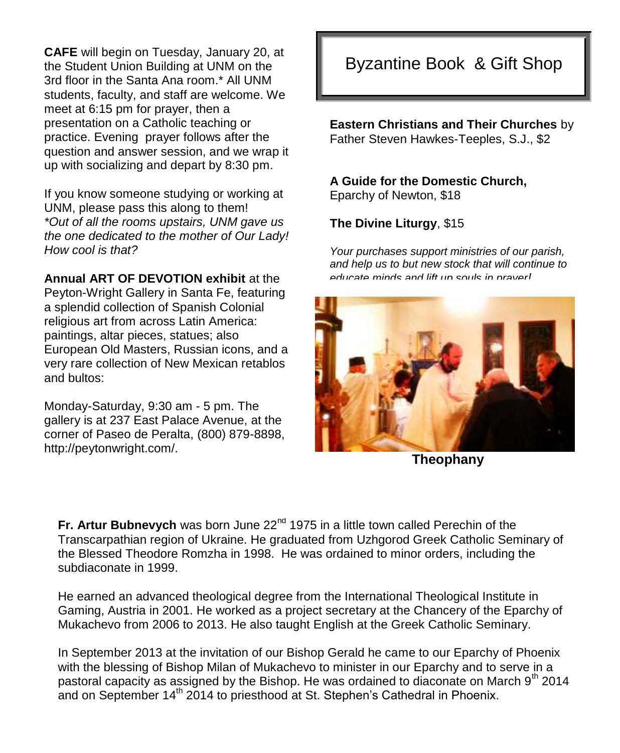**CAFE** will begin on Tuesday, January 20, at the Student Union Building at UNM on the 3rd floor in the Santa Ana room.* All UNM students, faculty, and staff are welcome. We meet at 6:15 pm for prayer, then a presentation on a Catholic teaching or practice. Evening prayer follows after the question and answer session, and we wrap it up with socializing and depart by 8:30 pm.

If you know someone studying or working at UNM, please pass this along to them!
*\*Out of all the rooms upstairs, UNM gave us the one dedicated to the mother of Our Lady! How cool is that?*

**Annual ART OF DEVOTION exhibit** at the Peyton-Wright Gallery in Santa Fe, featuring a splendid collection of Spanish Colonial religious art from across Latin America: paintings, altar pieces, statues; also European Old Masters, Russian icons, and a very rare collection of New Mexican retablos and bultos:

Monday-Saturday, 9:30 am - 5 pm. The gallery is at 237 East Palace Avenue, at the corner of Paseo de Peralta, (800) 879-8898, http://peytonwright.com/.

## Byzantine Book & Gift Shop

**Eastern Christians and Their Churches** by Father Steven Hawkes-Teeples, S.J., $2

**A Guide for the Domestic Church,** Eparchy of Newton, $18

**The Divine Liturgy**, $15

*Your purchases support ministries of our parish, and help us to but new stock that will continue to educate minds and lift up souls in prayer!*

**Theophany**

**Fr. Artur Bubnevych** was born June 22nd 1975 in a little town called Perechin of the Transcarpathian region of Ukraine. He graduated from Uzhgorod Greek Catholic Seminary of the Blessed Theodore Romzha in 1998. He was ordained to minor orders, including the subdiaconate in 1999.

He earned an advanced theological degree from the International Theological Institute in Gaming, Austria in 2001. He worked as a project secretary at the Chancery of the Eparchy of Mukachevo from 2006 to 2013. He also taught English at the Greek Catholic Seminary.

In September 2013 at the invitation of our Bishop Gerald he came to our Eparchy of Phoenix with the blessing of Bishop Milan of Mukachevo to minister in our Eparchy and to serve in a pastoral capacity as assigned by the Bishop. He was ordained to diaconate on March 9th 2014 and on September 14th 2014 to priesthood at St. Stephen's Cathedral in Phoenix.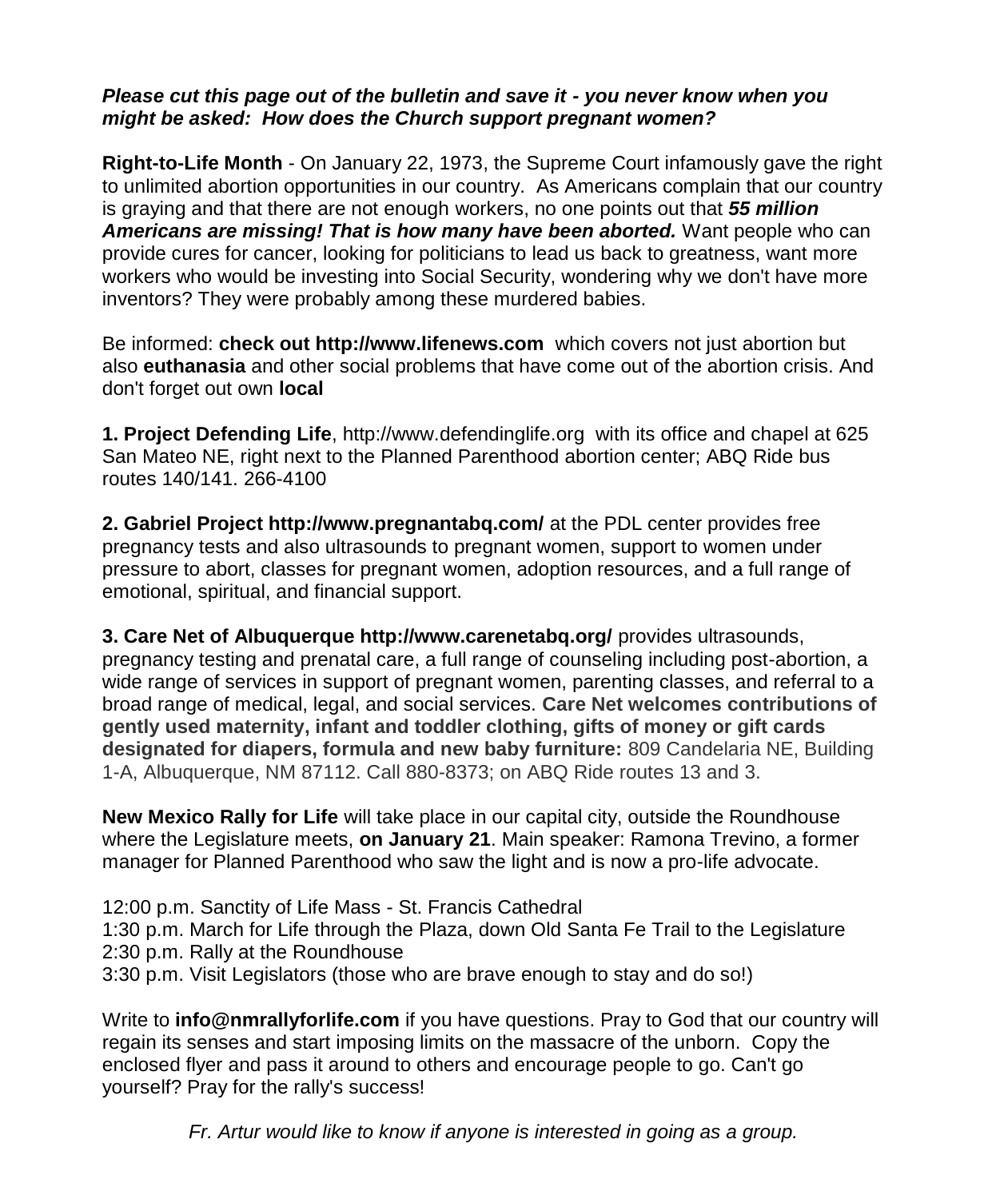***Please cut this page out of the bulletin and save it - you never know when you might be asked: How does the Church support pregnant women?***

**Right-to-Life Month** - On January 22, 1973, the Supreme Court infamously gave the right to unlimited abortion opportunities in our country. As Americans complain that our country is graying and that there are not enough workers, no one points out that ***55 million Americans are missing! That is how many have been aborted.*** Want people who can provide cures for cancer, looking for politicians to lead us back to greatness, want more workers who would be investing into Social Security, wondering why we don't have more inventors? They were probably among these murdered babies.

Be informed: **check out http://www.lifenews.com** which covers not just abortion but also **euthanasia** and other social problems that have come out of the abortion crisis. And don't forget out own **local**

**1. Project Defending Life**, http://www.defendinglife.org with its office and chapel at 625 San Mateo NE, right next to the Planned Parenthood abortion center; ABQ Ride bus routes 140/141. 266-4100

**2. Gabriel Project http://www.pregnantabq.com/** at the PDL center provides free pregnancy tests and also ultrasounds to pregnant women, support to women under pressure to abort, classes for pregnant women, adoption resources, and a full range of emotional, spiritual, and financial support.

**3. Care Net of Albuquerque http://www.carenetabq.org/** provides ultrasounds, pregnancy testing and prenatal care, a full range of counseling including post-abortion, a wide range of services in support of pregnant women, parenting classes, and referral to a broad range of medical, legal, and social services. **Care Net welcomes contributions of gently used maternity, infant and toddler clothing, gifts of money or gift cards designated for diapers, formula and new baby furniture:** 809 Candelaria NE, Building 1-A, Albuquerque, NM 87112. Call 880-8373; on ABQ Ride routes 13 and 3.

**New Mexico Rally for Life** will take place in our capital city, outside the Roundhouse where the Legislature meets, **on January 21**. Main speaker: Ramona Trevino, a former manager for Planned Parenthood who saw the light and is now a pro-life advocate.

12:00 p.m. Sanctity of Life Mass - St. Francis Cathedral
1:30 p.m. March for Life through the Plaza, down Old Santa Fe Trail to the Legislature
2:30 p.m. Rally at the Roundhouse
3:30 p.m. Visit Legislators (those who are brave enough to stay and do so!)

Write to **info@nmrallyforlife.com** if you have questions. Pray to God that our country will regain its senses and start imposing limits on the massacre of the unborn. Copy the enclosed flyer and pass it around to others and encourage people to go. Can't go yourself? Pray for the rally's success!

*Fr. Artur would like to know if anyone is interested in going as a group.*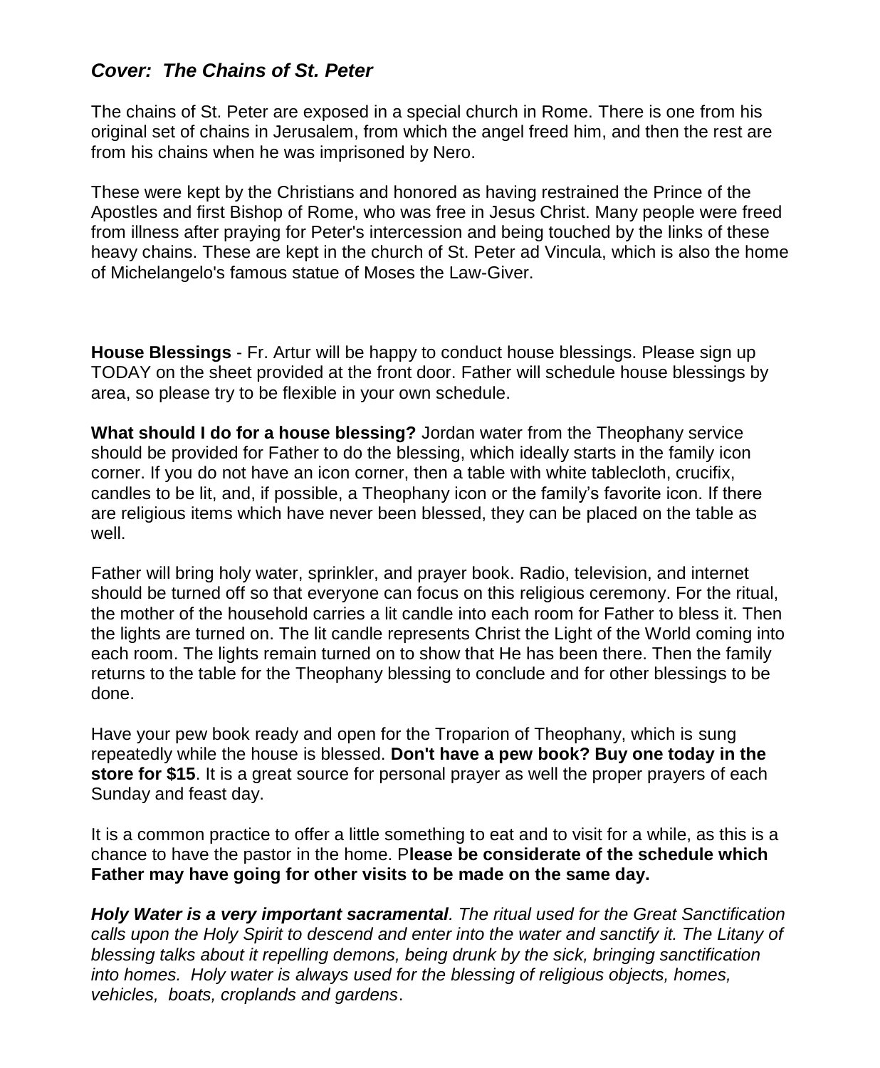### *Cover: The Chains of St. Peter*

The chains of St. Peter are exposed in a special church in Rome. There is one from his original set of chains in Jerusalem, from which the angel freed him, and then the rest are from his chains when he was imprisoned by Nero.

These were kept by the Christians and honored as having restrained the Prince of the Apostles and first Bishop of Rome, who was free in Jesus Christ. Many people were freed from illness after praying for Peter's intercession and being touched by the links of these heavy chains. These are kept in the church of St. Peter ad Vincula, which is also the home of Michelangelo's famous statue of Moses the Law-Giver.

**House Blessings** - Fr. Artur will be happy to conduct house blessings. Please sign up TODAY on the sheet provided at the front door. Father will schedule house blessings by area, so please try to be flexible in your own schedule.

**What should I do for a house blessing?** Jordan water from the Theophany service should be provided for Father to do the blessing, which ideally starts in the family icon corner. If you do not have an icon corner, then a table with white tablecloth, crucifix, candles to be lit, and, if possible, a Theophany icon or the family's favorite icon. If there are religious items which have never been blessed, they can be placed on the table as well.

Father will bring holy water, sprinkler, and prayer book. Radio, television, and internet should be turned off so that everyone can focus on this religious ceremony. For the ritual, the mother of the household carries a lit candle into each room for Father to bless it. Then the lights are turned on. The lit candle represents Christ the Light of the World coming into each room. The lights remain turned on to show that He has been there. Then the family returns to the table for the Theophany blessing to conclude and for other blessings to be done.

Have your pew book ready and open for the Troparion of Theophany, which is sung repeatedly while the house is blessed. **Don't have a pew book? Buy one today in the store for $15**. It is a great source for personal prayer as well the proper prayers of each Sunday and feast day.

It is a common practice to offer a little something to eat and to visit for a while, as this is a chance to have the pastor in the home. P**lease be considerate of the schedule which Father may have going for other visits to be made on the same day.**

***Holy Water is a very important sacramental****. The ritual used for the Great Sanctification calls upon the Holy Spirit to descend and enter into the water and sanctify it. The Litany of blessing talks about it repelling demons, being drunk by the sick, bringing sanctification into homes. Holy water is always used for the blessing of religious objects, homes, vehicles, boats, croplands and gardens*.